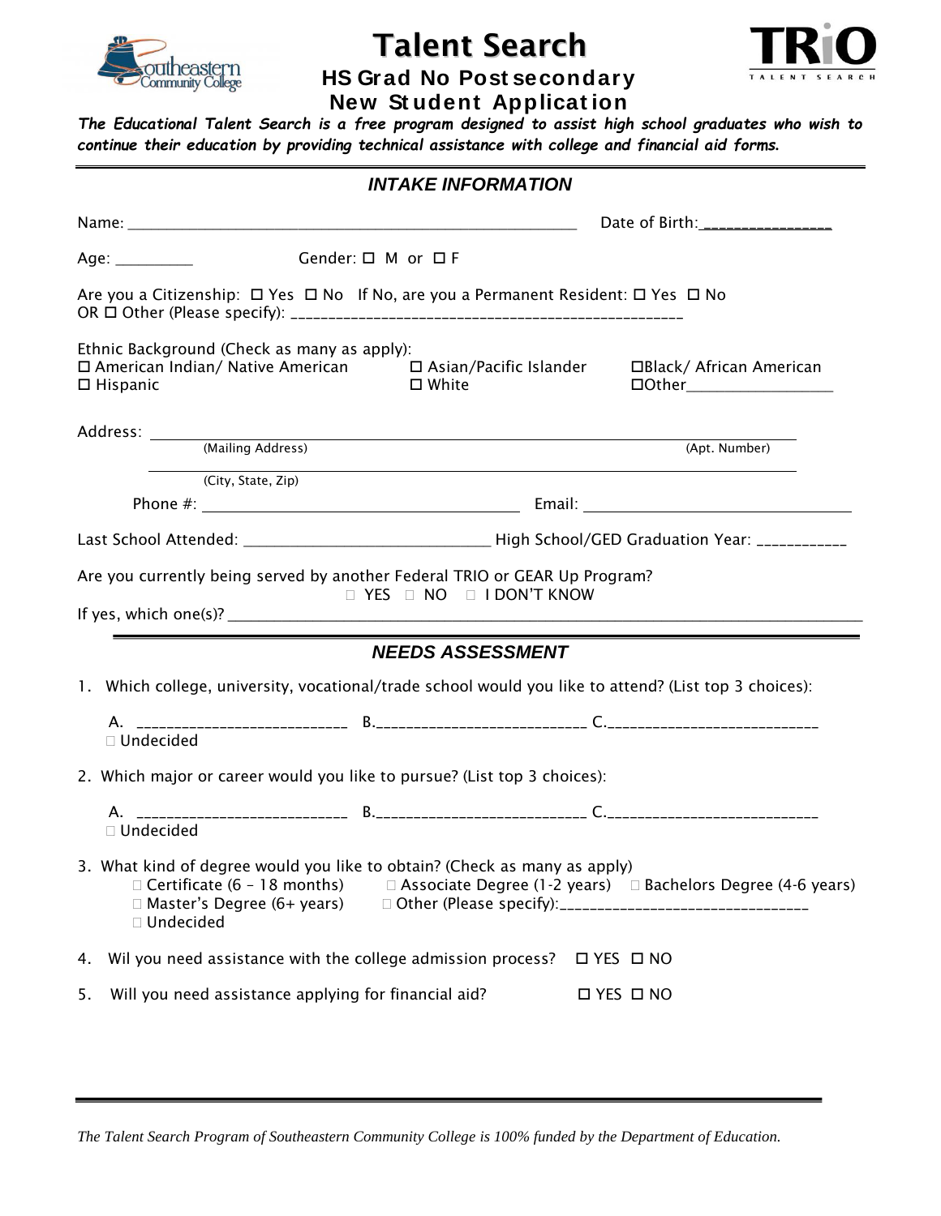# Talent Search

## HS Grad No Postsecondary
## New Student Application

***The Educational Talent Search is a free program designed to assist high school graduates who wish to continue their education by providing technical assistance with college and financial aid forms.***

---

### *INTAKE INFORMATION*

Name: ________________________________________________________ Date of Birth:________________

Age: _________ Gender: ☐ M or ☐ F

Are you a Citizenship: ☐ Yes ☐ No If No, are you a Permanent Resident: ☐ Yes ☐ No
OR ☐ Other (Please specify): __________________________________________________

Ethnic Background (Check as many as apply):
☐ American Indian/ Native American ☐ Asian/Pacific Islander ☐Black/ African American
☐ Hispanic ☐ White ☐Other__________________

Address: ______________________________________________________________________________
(Mailing Address) (Apt. Number)

______________________________________________________________________________
(City, State, Zip)

Phone #: ______________________________________ Email: ________________________________

Last School Attended: ______________________________ High School/GED Graduation Year: ____________

Are you currently being served by another Federal TRIO or GEAR Up Program?
☐ YES ☐ NO ☐ I DON'T KNOW
If yes, which one(s)? _________________________________________________________________________

---

### *NEEDS ASSESSMENT*

1. Which college, university, vocational/trade school would you like to attend? (List top 3 choices):

   A. ___________________________ B.___________________________ C.___________________________
   ☐ Undecided

2. Which major or career would you like to pursue? (List top 3 choices):

   A. ___________________________ B.___________________________ C.___________________________
   ☐ Undecided

3. What kind of degree would you like to obtain? (Check as many as apply)
   ☐ Certificate (6 – 18 months) ☐ Associate Degree (1-2 years) ☐ Bachelors Degree (4-6 years)
   ☐ Master's Degree (6+ years) ☐ Other (Please specify):________________________________
   ☐ Undecided

4. Wil you need assistance with the college admission process? ☐ YES ☐ NO

5. Will you need assistance applying for financial aid? ☐ YES ☐ NO

---

*The Talent Search Program of Southeastern Community College is 100% funded by the Department of Education.*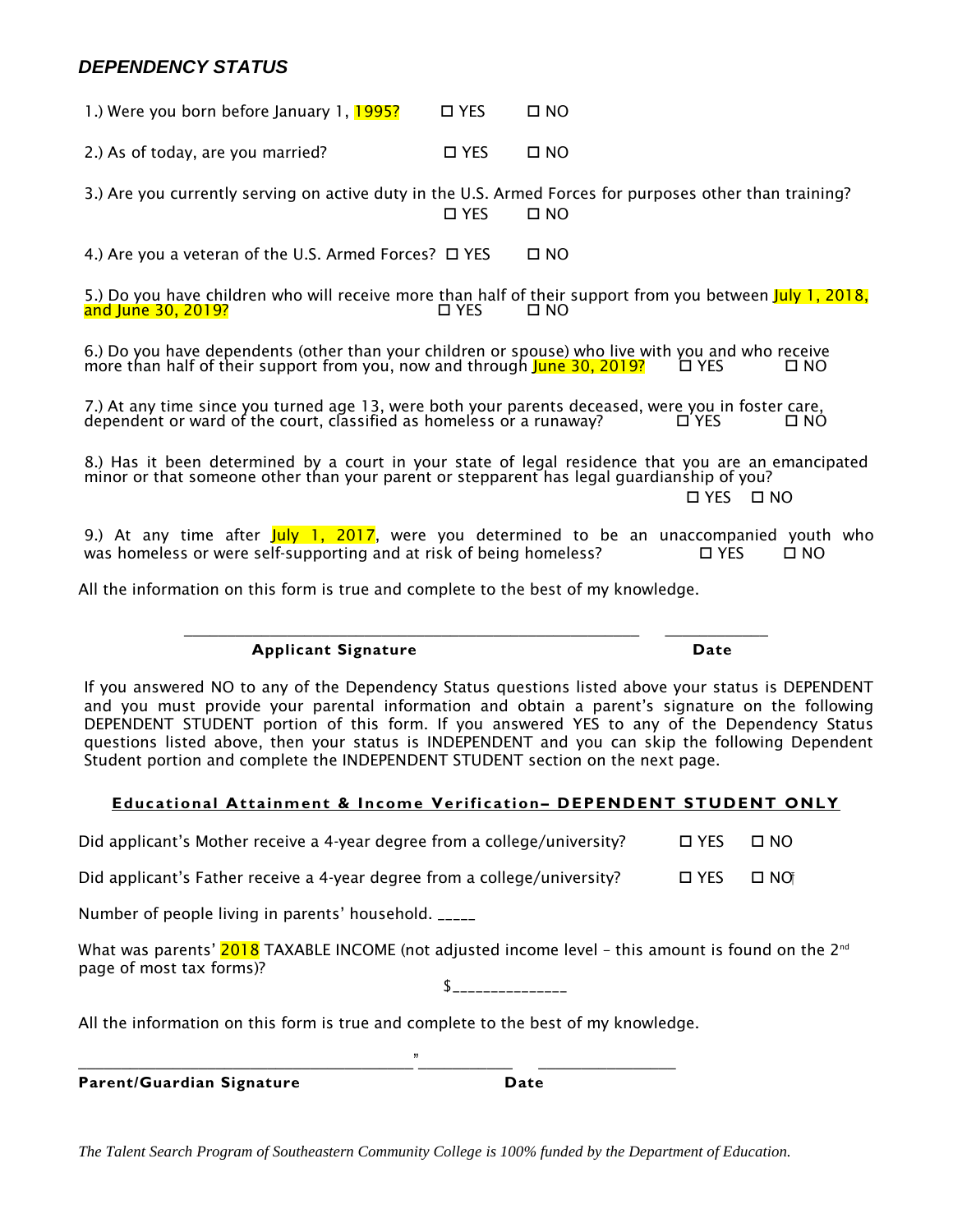## *DEPENDENCY STATUS*

1.) Were you born before January 1, 1995? ☐ YES ☐ NO

2.) As of today, are you married? ☐ YES ☐ NO

3.) Are you currently serving on active duty in the U.S. Armed Forces for purposes other than training? ☐ YES ☐ NO

4.) Are you a veteran of the U.S. Armed Forces? ☐ YES ☐ NO

5.) Do you have children who will receive more than half of their support from you between July 1, 2018, and June 30, 2019? ☐ YES ☐ NO

6.) Do you have dependents (other than your children or spouse) who live with you and who receive more than half of their support from you, now and through June 30, 2019? ☐ YES ☐ NO

7.) At any time since you turned age 13, were both your parents deceased, were you in foster care, dependent or ward of the court, classified as homeless or a runaway? ☐ YES ☐ NO

8.) Has it been determined by a court in your state of legal residence that you are an emancipated minor or that someone other than your parent or stepparent has legal guardianship of you? ☐ YES ☐ NO

9.) At any time after July 1, 2017, were you determined to be an unaccompanied youth who was homeless or were self-supporting and at risk of being homeless? ☐ YES ☐ NO

All the information on this form is true and complete to the best of my knowledge.

_______________________________________________ ___________

**Applicant Signature** **Date**

If you answered NO to any of the Dependency Status questions listed above your status is DEPENDENT and you must provide your parental information and obtain a parent's signature on the following DEPENDENT STUDENT portion of this form. If you answered YES to any of the Dependency Status questions listed above, then your status is INDEPENDENT and you can skip the following Dependent Student portion and complete the INDEPENDENT STUDENT section on the next page.

**Educational Attainment & Income Verification– DEPENDENT STUDENT ONLY**

Did applicant's Mother receive a 4-year degree from a college/university? ☐ YES ☐ NO

Did applicant's Father receive a 4-year degree from a college/university? ☐ YES ☐ NO

Number of people living in parents' household. _____

What was parents' 2018 TAXABLE INCOME (not adjusted income level – this amount is found on the 2nd page of most tax forms)?

$______________

All the information on this form is true and complete to the best of my knowledge.

_______________________________________________ _______________

**Parent/Guardian Signature** **Date**

*The Talent Search Program of Southeastern Community College is 100% funded by the Department of Education.*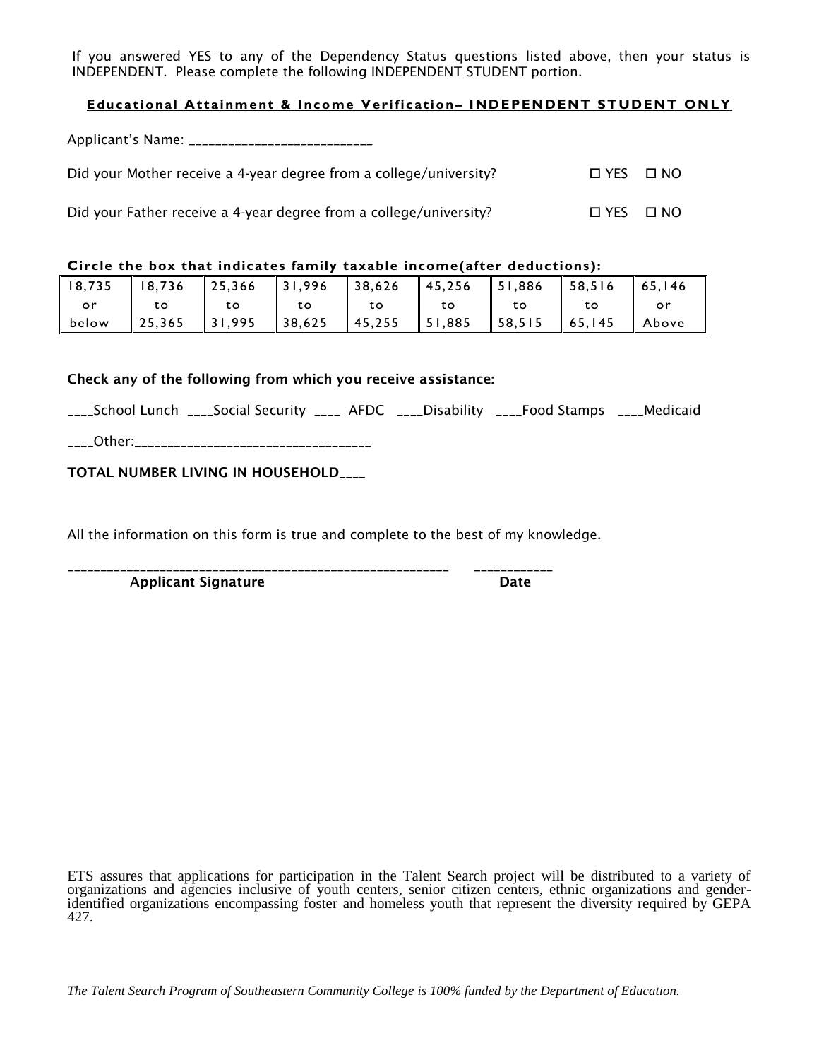If you answered YES to any of the Dependency Status questions listed above, then your status is INDEPENDENT. Please complete the following INDEPENDENT STUDENT portion.

## **Educational Attainment & Income Verification– INDEPENDENT STUDENT ONLY**

Applicant's Name: ____________________________

Did your Mother receive a 4-year degree from a college/university? ☐ YES ☐ NO

Did your Father receive a 4-year degree from a college/university? ☐ YES ☐ NO

**Circle the box that indicates family taxable income(after deductions):**

| | | | | | | | | |
|---|---|---|---|---|---|---|---|---|
| 18,735 or below | 18,736 to 25,365 | 25,366 to 31,995 | 31,996 to 38,625 | 38,626 to 45,255 | 45,256 to 51,885 | 51,886 to 58,515 | 58,516 to 65,145 | 65,146 or Above |

**Check any of the following from which you receive assistance:**

____School Lunch ____Social Security ____ AFDC ____Disability ____Food Stamps ____Medicaid

____Other:___________________________________

**TOTAL NUMBER LIVING IN HOUSEHOLD____**

All the information on this form is true and complete to the best of my knowledge.

_________________________________________________________ ____________
**Applicant Signature** **Date**

ETS assures that applications for participation in the Talent Search project will be distributed to a variety of organizations and agencies inclusive of youth centers, senior citizen centers, ethnic organizations and gender-identified organizations encompassing foster and homeless youth that represent the diversity required by GEPA 427.

*The Talent Search Program of Southeastern Community College is 100% funded by the Department of Education.*